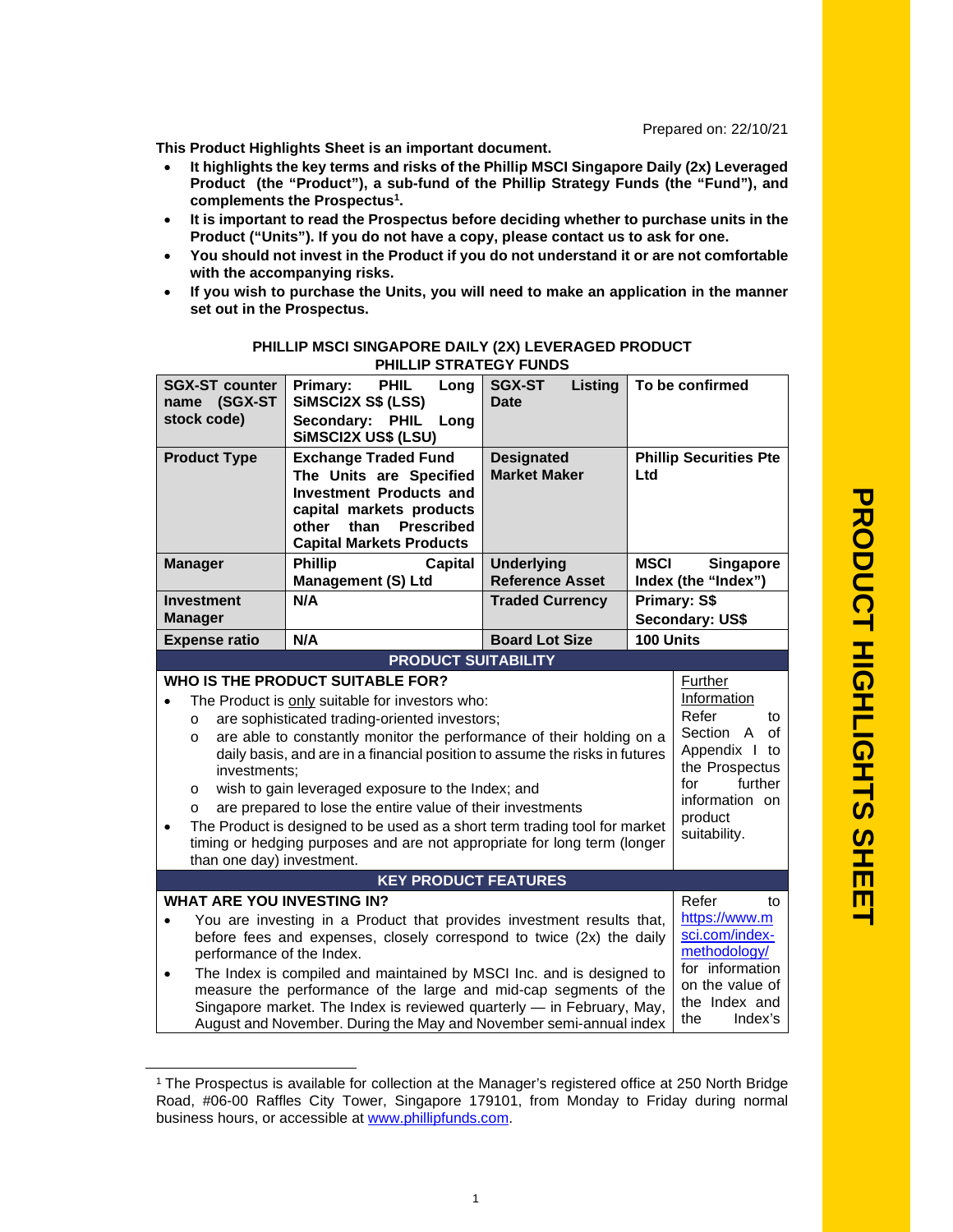Prepared on: 22/10/21

**This Product Highlights Sheet is an important document.**

- **It highlights the key terms and risks of the Phillip MSCI Singapore Daily (2x) Leveraged Product (the "Product"), a sub-fund of the Phillip Strategy Funds (the "Fund"), and complements the Prospectus[1].**
- **It is important to read the Prospectus before deciding whether to purchase units in the Product ("Units"). If you do not have a copy, please contact us to ask for one.**
- **You should not invest in the Product if you do not understand it or are not comfortable with the accompanying risks.**
- **If you wish to purchase the Units, you will need to make an application in the manner set out in the Prospectus.**

**PHILLIP MSCI SINGAPORE DAILY (2X) LEVERAGED PRODUCT**
**PHILLIP STRATEGY FUNDS**

| | | | |
|---|---|---|---|
| **SGX-ST counter name (SGX-ST stock code)** | **Primary: PHIL Long SiMSCI2X S$ (LSS)**<br>**Secondary: PHIL Long SiMSCI2X US$ (LSU)** | **SGX-ST Listing Date** | **To be confirmed** |
| **Product Type** | **Exchange Traded Fund**<br>**The Units are Specified Investment Products and capital markets products other than Prescribed Capital Markets Products** | **Designated Market Maker** | **Phillip Securities Pte Ltd** |
| **Manager** | **Phillip Capital Management (S) Ltd** | **Underlying Reference Asset** | **MSCI Singapore Index (the "Index")** |
| **Investment Manager** | **N/A** | **Traded Currency** | **Primary: S$**<br>**Secondary: US$** |
| **Expense ratio** | **N/A** | **Board Lot Size** | **100 Units** |

**PRODUCT SUITABILITY**

| | |
|---|---|
| **WHO IS THE PRODUCT SUITABLE FOR?**<br>• The Product is only suitable for investors who:<br>  o are sophisticated trading-oriented investors;<br>  o are able to constantly monitor the performance of their holding on a daily basis, and are in a financial position to assume the risks in futures investments;<br>  o wish to gain leveraged exposure to the Index; and<br>  o are prepared to lose the entire value of their investments<br>• The Product is designed to be used as a short term trading tool for market timing or hedging purposes and are not appropriate for long term (longer than one day) investment. | Further Information<br>Refer to Section A of Appendix I to the Prospectus for further information on product suitability. |

**KEY PRODUCT FEATURES**

| | |
|---|---|
| **WHAT ARE YOU INVESTING IN?**<br>• You are investing in a Product that provides investment results that, before fees and expenses, closely correspond to twice (2x) the daily performance of the Index.<br>• The Index is compiled and maintained by MSCI Inc. and is designed to measure the performance of the large and mid-cap segments of the Singapore market. The Index is reviewed quarterly — in February, May, August and November. During the May and November semi-annual index | Refer to https://www.msci.com/index-methodology/ for information on the value of the Index and the Index's |

[1] The Prospectus is available for collection at the Manager's registered office at 250 North Bridge Road, #06-00 Raffles City Tower, Singapore 179101, from Monday to Friday during normal business hours, or accessible at www.phillipfunds.com.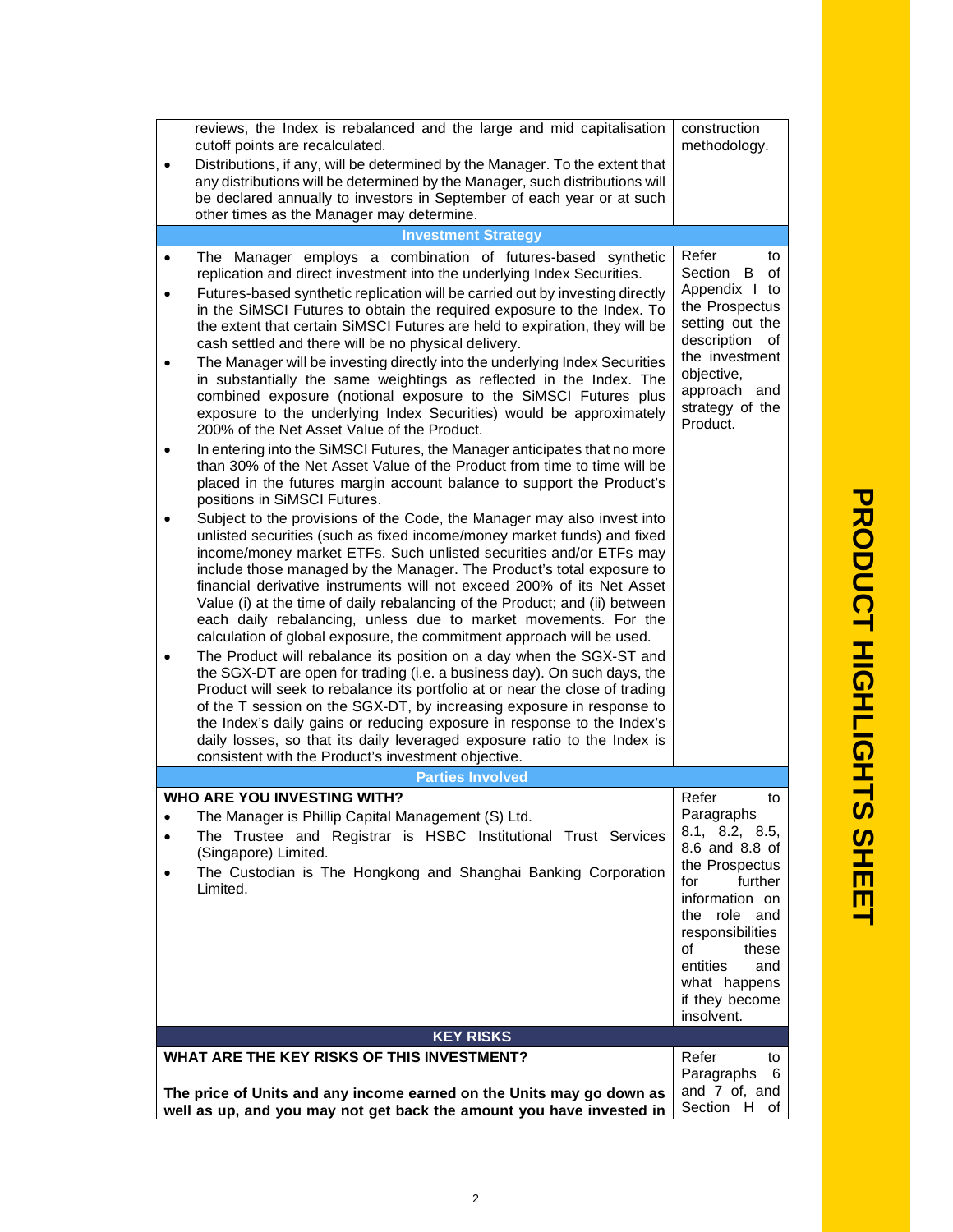| | |
|---|---|
| reviews, the Index is rebalanced and the large and mid capitalisation cutoff points are recalculated.<br>• Distributions, if any, will be determined by the Manager. To the extent that any distributions will be determined by the Manager, such distributions will be declared annually to investors in September of each year or at such other times as the Manager may determine. | construction methodology. |
| **Investment Strategy** | |
| • The Manager employs a combination of futures-based synthetic replication and direct investment into the underlying Index Securities.<br>• Futures-based synthetic replication will be carried out by investing directly in the SiMSCI Futures to obtain the required exposure to the Index. To the extent that certain SiMSCI Futures are held to expiration, they will be cash settled and there will be no physical delivery.<br>• The Manager will be investing directly into the underlying Index Securities in substantially the same weightings as reflected in the Index. The combined exposure (notional exposure to the SiMSCI Futures plus exposure to the underlying Index Securities) would be approximately 200% of the Net Asset Value of the Product.<br>• In entering into the SiMSCI Futures, the Manager anticipates that no more than 30% of the Net Asset Value of the Product from time to time will be placed in the futures margin account balance to support the Product's positions in SiMSCI Futures.<br>• Subject to the provisions of the Code, the Manager may also invest into unlisted securities (such as fixed income/money market funds) and fixed income/money market ETFs. Such unlisted securities and/or ETFs may include those managed by the Manager. The Product's total exposure to financial derivative instruments will not exceed 200% of its Net Asset Value (i) at the time of daily rebalancing of the Product; and (ii) between each daily rebalancing, unless due to market movements. For the calculation of global exposure, the commitment approach will be used.<br>• The Product will rebalance its position on a day when the SGX-ST and the SGX-DT are open for trading (i.e. a business day). On such days, the Product will seek to rebalance its portfolio at or near the close of trading of the T session on the SGX-DT, by increasing exposure in response to the Index's daily gains or reducing exposure in response to the Index's daily losses, so that its daily leveraged exposure ratio to the Index is consistent with the Product's investment objective. | Refer to Section B of Appendix I to the Prospectus setting out the description of the investment objective, approach and strategy of the Product. |
| **Parties Involved** | |
| **WHO ARE YOU INVESTING WITH?**<br>• The Manager is Phillip Capital Management (S) Ltd.<br>• The Trustee and Registrar is HSBC Institutional Trust Services (Singapore) Limited.<br>• The Custodian is The Hongkong and Shanghai Banking Corporation Limited. | Refer to Paragraphs 8.1, 8.2, 8.5, 8.6 and 8.8 of the Prospectus for further information on the role and responsibilities of these entities and what happens if they become insolvent. |
| **KEY RISKS** | |
| **WHAT ARE THE KEY RISKS OF THIS INVESTMENT?**<br><br>**The price of Units and any income earned on the Units may go down as well as up, and you may not get back the amount you have invested in** | Refer to Paragraphs 6 and 7 of, and Section H of |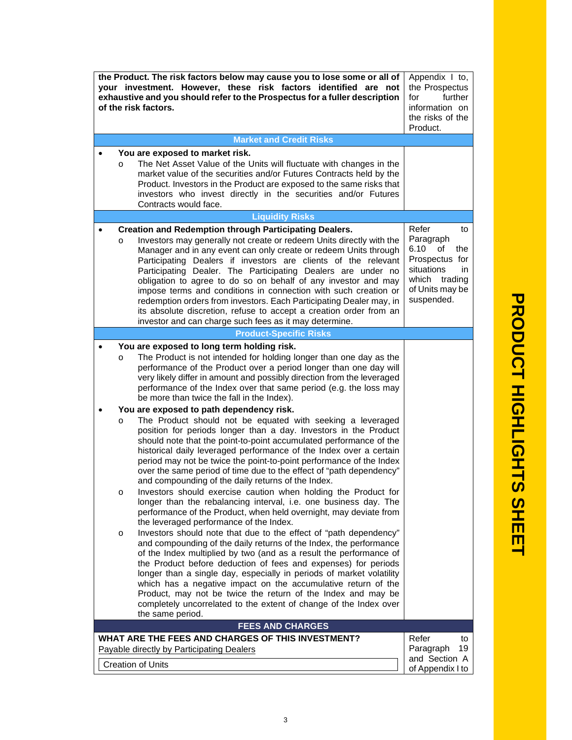| | |
|---|---|
| **the Product. The risk factors below may cause you to lose some or all of your investment. However, these risk factors identified are not exhaustive and you should refer to the Prospectus for a fuller description of the risk factors.** | Appendix I to, the Prospectus for further information on the risks of the Product. |
| **Market and Credit Risks** | |
| • **You are exposed to market risk.**<br>o The Net Asset Value of the Units will fluctuate with changes in the market value of the securities and/or Futures Contracts held by the Product. Investors in the Product are exposed to the same risks that investors who invest directly in the securities and/or Futures Contracts would face. | |
| **Liquidity Risks** | |
| • **Creation and Redemption through Participating Dealers.**<br>o Investors may generally not create or redeem Units directly with the Manager and in any event can only create or redeem Units through Participating Dealers if investors are clients of the relevant Participating Dealer. The Participating Dealers are under no obligation to agree to do so on behalf of any investor and may impose terms and conditions in connection with such creation or redemption orders from investors. Each Participating Dealer may, in its absolute discretion, refuse to accept a creation order from an investor and can charge such fees as it may determine. | Refer to Paragraph 6.10 of the Prospectus for situations in which trading of Units may be suspended. |
| **Product-Specific Risks** | |
| • **You are exposed to long term holding risk.**<br>o The Product is not intended for holding longer than one day as the performance of the Product over a period longer than one day will very likely differ in amount and possibly direction from the leveraged performance of the Index over that same period (e.g. the loss may be more than twice the fall in the Index).<br>• **You are exposed to path dependency risk.**<br>o The Product should not be equated with seeking a leveraged position for periods longer than a day. Investors in the Product should note that the point-to-point accumulated performance of the historical daily leveraged performance of the Index over a certain period may not be twice the point-to-point performance of the Index over the same period of time due to the effect of "path dependency" and compounding of the daily returns of the Index.<br>o Investors should exercise caution when holding the Product for longer than the rebalancing interval, i.e. one business day. The performance of the Product, when held overnight, may deviate from the leveraged performance of the Index.<br>o Investors should note that due to the effect of "path dependency" and compounding of the daily returns of the Index, the performance of the Index multiplied by two (and as a result the performance of the Product before deduction of fees and expenses) for periods longer than a single day, especially in periods of market volatility which has a negative impact on the accumulative return of the Product, may not be twice the return of the Index and may be completely uncorrelated to the extent of change of the Index over the same period. | |
| **FEES AND CHARGES** | |
| **WHAT ARE THE FEES AND CHARGES OF THIS INVESTMENT?**<br>Payable directly by Participating Dealers<br>Creation of Units | Refer to Paragraph 19 and Section A of Appendix I to |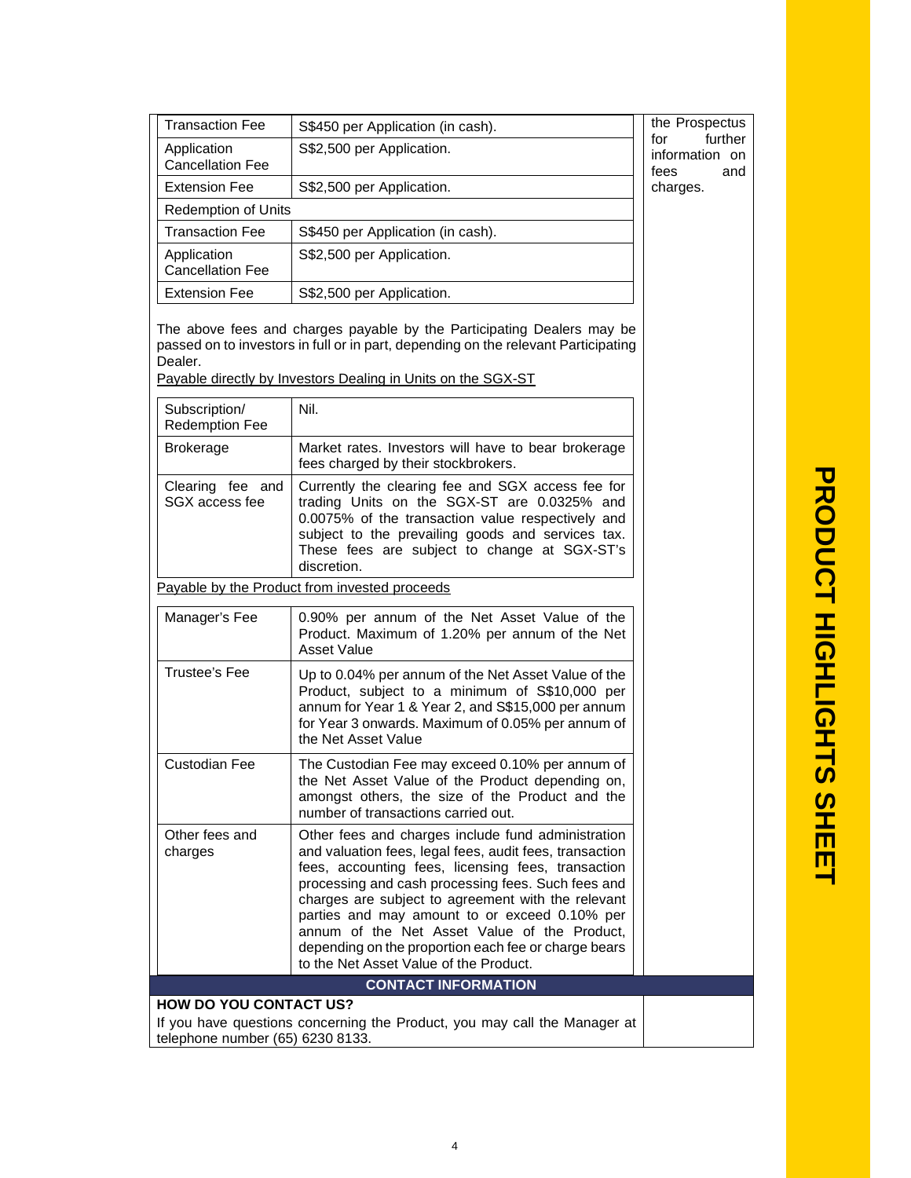| | |
|---|---|
| Transaction Fee | S$450 per Application (in cash). |
| Application Cancellation Fee | S$2,500 per Application. |
| Extension Fee | S$2,500 per Application. |
| Redemption of Units | |
| Transaction Fee | S$450 per Application (in cash). |
| Application Cancellation Fee | S$2,500 per Application. |
| Extension Fee | S$2,500 per Application. |

the Prospectus for further information on fees and charges.

The above fees and charges payable by the Participating Dealers may be passed on to investors in full or in part, depending on the relevant Participating Dealer.

Payable directly by Investors Dealing in Units on the SGX-ST

| | |
|---|---|
| Subscription/ Redemption Fee | Nil. |
| Brokerage | Market rates. Investors will have to bear brokerage fees charged by their stockbrokers. |
| Clearing fee and SGX access fee | Currently the clearing fee and SGX access fee for trading Units on the SGX-ST are 0.0325% and 0.0075% of the transaction value respectively and subject to the prevailing goods and services tax. These fees are subject to change at SGX-ST's discretion. |

Payable by the Product from invested proceeds

| | |
|---|---|
| Manager's Fee | 0.90% per annum of the Net Asset Value of the Product. Maximum of 1.20% per annum of the Net Asset Value |
| Trustee's Fee | Up to 0.04% per annum of the Net Asset Value of the Product, subject to a minimum of S$10,000 per annum for Year 1 & Year 2, and S$15,000 per annum for Year 3 onwards. Maximum of 0.05% per annum of the Net Asset Value |
| Custodian Fee | The Custodian Fee may exceed 0.10% per annum of the Net Asset Value of the Product depending on, amongst others, the size of the Product and the number of transactions carried out. |
| Other fees and charges | Other fees and charges include fund administration and valuation fees, legal fees, audit fees, transaction fees, accounting fees, licensing fees, transaction processing and cash processing fees. Such fees and charges are subject to agreement with the relevant parties and may amount to or exceed 0.10% per annum of the Net Asset Value of the Product, depending on the proportion each fee or charge bears to the Net Asset Value of the Product. |

## CONTACT INFORMATION

**HOW DO YOU CONTACT US?**

If you have questions concerning the Product, you may call the Manager at telephone number (65) 6230 8133.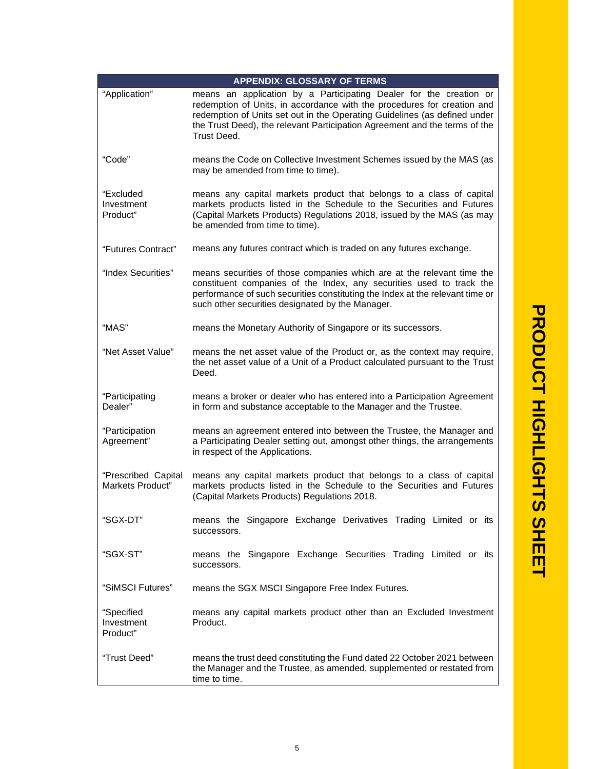| APPENDIX: GLOSSARY OF TERMS | |
|---|---|
| "Application" | means an application by a Participating Dealer for the creation or redemption of Units, in accordance with the procedures for creation and redemption of Units set out in the Operating Guidelines (as defined under the Trust Deed), the relevant Participation Agreement and the terms of the Trust Deed. |
| "Code" | means the Code on Collective Investment Schemes issued by the MAS (as may be amended from time to time). |
| "Excluded Investment Product" | means any capital markets product that belongs to a class of capital markets products listed in the Schedule to the Securities and Futures (Capital Markets Products) Regulations 2018, issued by the MAS (as may be amended from time to time). |
| "Futures Contract" | means any futures contract which is traded on any futures exchange. |
| "Index Securities" | means securities of those companies which are at the relevant time the constituent companies of the Index, any securities used to track the performance of such securities constituting the Index at the relevant time or such other securities designated by the Manager. |
| "MAS" | means the Monetary Authority of Singapore or its successors. |
| "Net Asset Value" | means the net asset value of the Product or, as the context may require, the net asset value of a Unit of a Product calculated pursuant to the Trust Deed. |
| "Participating Dealer" | means a broker or dealer who has entered into a Participation Agreement in form and substance acceptable to the Manager and the Trustee. |
| "Participation Agreement" | means an agreement entered into between the Trustee, the Manager and a Participating Dealer setting out, amongst other things, the arrangements in respect of the Applications. |
| "Prescribed Capital Markets Product" | means any capital markets product that belongs to a class of capital markets products listed in the Schedule to the Securities and Futures (Capital Markets Products) Regulations 2018. |
| "SGX-DT" | means the Singapore Exchange Derivatives Trading Limited or its successors. |
| "SGX-ST" | means the Singapore Exchange Securities Trading Limited or its successors. |
| "SiMSCI Futures" | means the SGX MSCI Singapore Free Index Futures. |
| "Specified Investment Product" | means any capital markets product other than an Excluded Investment Product. |
| "Trust Deed" | means the trust deed constituting the Fund dated 22 October 2021 between the Manager and the Trustee, as amended, supplemented or restated from time to time. |